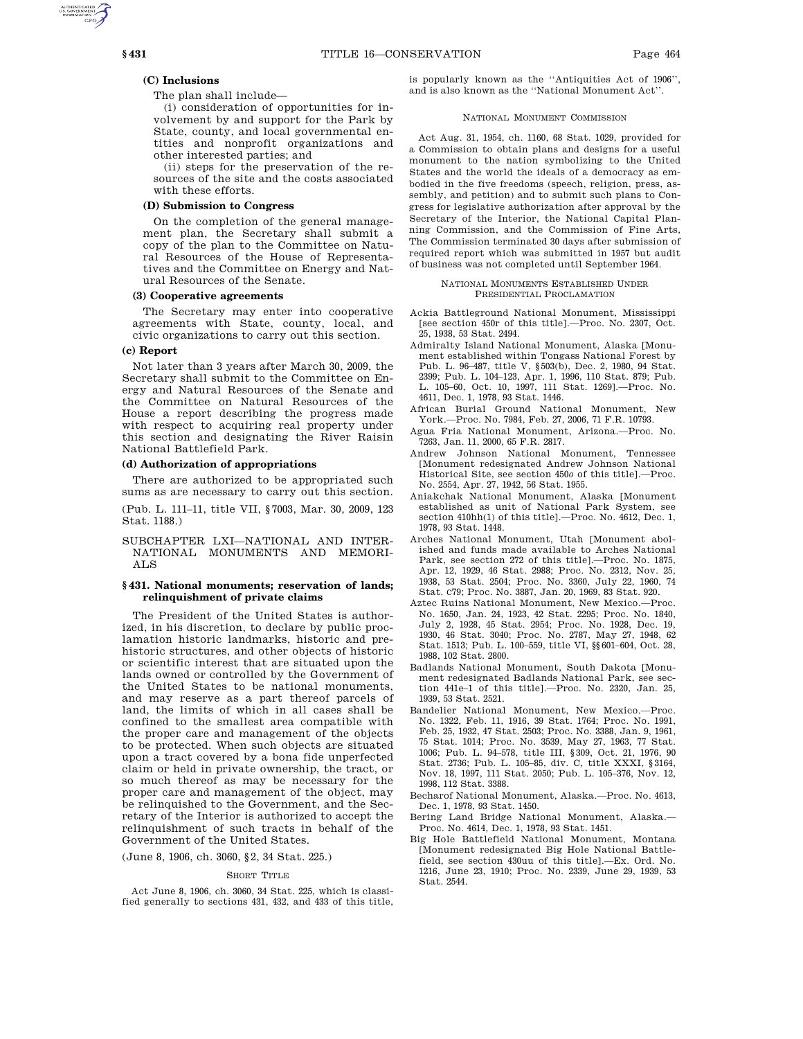**(C) Inclusions**

The plan shall include—

(i) consideration of opportunities for involvement by and support for the Park by State, county, and local governmental entities and nonprofit organizations and other interested parties; and

(ii) steps for the preservation of the resources of the site and the costs associated with these efforts.

**(D) Submission to Congress**

On the completion of the general management plan, the Secretary shall submit a copy of the plan to the Committee on Natural Resources of the House of Representatives and the Committee on Energy and Natural Resources of the Senate.

**(3) Cooperative agreements**

The Secretary may enter into cooperative agreements with State, county, local, and civic organizations to carry out this section.

**(c) Report**

Not later than 3 years after March 30, 2009, the Secretary shall submit to the Committee on Energy and Natural Resources of the Senate and the Committee on Natural Resources of the House a report describing the progress made with respect to acquiring real property under this section and designating the River Raisin National Battlefield Park.

**(d) Authorization of appropriations**

There are authorized to be appropriated such sums as are necessary to carry out this section.

(Pub. L. 111–11, title VII, §7003, Mar. 30, 2009, 123 Stat. 1188.)

## SUBCHAPTER LXI—NATIONAL AND INTERNATIONAL MONUMENTS AND MEMORIALS

### §431. National monuments; reservation of lands; relinquishment of private claims

The President of the United States is authorized, in his discretion, to declare by public proclamation historic landmarks, historic and prehistoric structures, and other objects of historic or scientific interest that are situated upon the lands owned or controlled by the Government of the United States to be national monuments, and may reserve as a part thereof parcels of land, the limits of which in all cases shall be confined to the smallest area compatible with the proper care and management of the objects to be protected. When such objects are situated upon a tract covered by a bona fide unperfected claim or held in private ownership, the tract, or so much thereof as may be necessary for the proper care and management of the object, may be relinquished to the Government, and the Secretary of the Interior is authorized to accept the relinquishment of such tracts in behalf of the Government of the United States.

(June 8, 1906, ch. 3060, §2, 34 Stat. 225.)

SHORT TITLE

Act June 8, 1906, ch. 3060, 34 Stat. 225, which is classified generally to sections 431, 432, and 433 of this title, is popularly known as the ''Antiquities Act of 1906'', and is also known as the ''National Monument Act''.

NATIONAL MONUMENT COMMISSION

Act Aug. 31, 1954, ch. 1160, 68 Stat. 1029, provided for a Commission to obtain plans and designs for a useful monument to the nation symbolizing to the United States and the world the ideals of a democracy as embodied in the five freedoms (speech, religion, press, assembly, and petition) and to submit such plans to Congress for legislative authorization after approval by the Secretary of the Interior, the National Capital Planning Commission, and the Commission of Fine Arts, The Commission terminated 30 days after submission of required report which was submitted in 1957 but audit of business was not completed until September 1964.

NATIONAL MONUMENTS ESTABLISHED UNDER PRESIDENTIAL PROCLAMATION

Ackia Battleground National Monument, Mississippi [see section 450r of this title].—Proc. No. 2307, Oct. 25, 1938, 53 Stat. 2494.

Admiralty Island National Monument, Alaska [Monument established within Tongass National Forest by Pub. L. 96–487, title V, §503(b), Dec. 2, 1980, 94 Stat. 2399; Pub. L. 104–123, Apr. 1, 1996, 110 Stat. 879; Pub. L. 105–60, Oct. 10, 1997, 111 Stat. 1269].—Proc. No. 4611, Dec. 1, 1978, 93 Stat. 1446.

African Burial Ground National Monument, New York.—Proc. No. 7984, Feb. 27, 2006, 71 F.R. 10793.

Agua Fria National Monument, Arizona.—Proc. No. 7263, Jan. 11, 2000, 65 F.R. 2817.

Andrew Johnson National Monument, Tennessee [Monument redesignated Andrew Johnson National Historical Site, see section 450*o* of this title].—Proc. No. 2554, Apr. 27, 1942, 56 Stat. 1955.

Aniakchak National Monument, Alaska [Monument established as unit of National Park System, see section 410hh(1) of this title].—Proc. No. 4612, Dec. 1, 1978, 93 Stat. 1448.

Arches National Monument, Utah [Monument abolished and funds made available to Arches National Park, see section 272 of this title].—Proc. No. 1875, Apr. 12, 1929, 46 Stat. 2988; Proc. No. 2312, Nov. 25, 1938, 53 Stat. 2504; Proc. No. 3360, July 22, 1960, 74 Stat. c79; Proc. No. 3887, Jan. 20, 1969, 83 Stat. 920.

Aztec Ruins National Monument, New Mexico.—Proc. No. 1650, Jan. 24, 1923, 42 Stat. 2295; Proc. No. 1840, July 2, 1928, 45 Stat. 2954; Proc. No. 1928, Dec. 19, 1930, 46 Stat. 3040; Proc. No. 2787, May 27, 1948, 62 Stat. 1513; Pub. L. 100–559, title VI, §§601–604, Oct. 28, 1988, 102 Stat. 2800.

Badlands National Monument, South Dakota [Monument redesignated Badlands National Park, see section 441e–1 of this title].—Proc. No. 2320, Jan. 25, 1939, 53 Stat. 2521.

Bandelier National Monument, New Mexico.—Proc. No. 1322, Feb. 11, 1916, 39 Stat. 1764; Proc. No. 1991, Feb. 25, 1932, 47 Stat. 2503; Proc. No. 3388, Jan. 9, 1961, 75 Stat. 1014; Proc. No. 3539, May 27, 1963, 77 Stat. 1006; Pub. L. 94–578, title III, §309, Oct. 21, 1976, 90 Stat. 2736; Pub. L. 105–85, div. C, title XXXI, §3164, Nov. 18, 1997, 111 Stat. 2050; Pub. L. 105–376, Nov. 12, 1998, 112 Stat. 3388.

Becharof National Monument, Alaska.—Proc. No. 4613, Dec. 1, 1978, 93 Stat. 1450.

Bering Land Bridge National Monument, Alaska.—Proc. No. 4614, Dec. 1, 1978, 93 Stat. 1451.

Big Hole Battlefield National Monument, Montana [Monument redesignated Big Hole National Battlefield, see section 430uu of this title].—Ex. Ord. No. 1216, June 23, 1910; Proc. No. 2339, June 29, 1939, 53 Stat. 2544.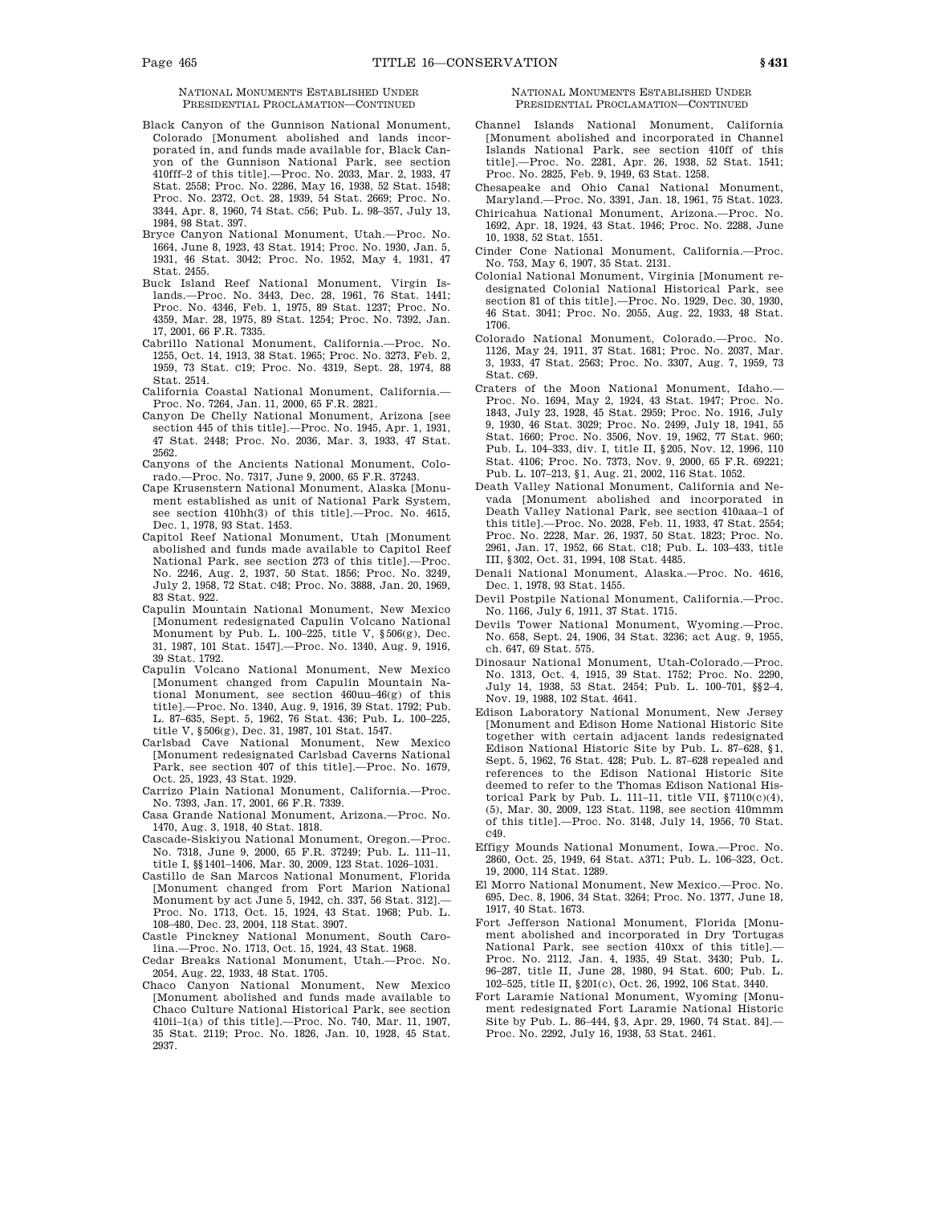NATIONAL MONUMENTS ESTABLISHED UNDER PRESIDENTIAL PROCLAMATION—CONTINUED

Black Canyon of the Gunnison National Monument, Colorado [Monument abolished and lands incorporated in, and funds made available for, Black Canyon of the Gunnison National Park, see section 410fff–2 of this title].—Proc. No. 2033, Mar. 2, 1933, 47 Stat. 2558; Proc. No. 2286, May 16, 1938, 52 Stat. 1548; Proc. No. 2372, Oct. 28, 1939, 54 Stat. 2669; Proc. No. 3344, Apr. 8, 1960, 74 Stat. c56; Pub. L. 98–357, July 13, 1984, 98 Stat. 397.

Bryce Canyon National Monument, Utah.—Proc. No. 1664, June 8, 1923, 43 Stat. 1914; Proc. No. 1930, Jan. 5, 1931, 46 Stat. 3042; Proc. No. 1952, May 4, 1931, 47 Stat. 2455.

Buck Island Reef National Monument, Virgin Islands.—Proc. No. 3443, Dec. 28, 1961, 76 Stat. 1441; Proc. No. 4346, Feb. 1, 1975, 89 Stat. 1237; Proc. No. 4359, Mar. 28, 1975, 89 Stat. 1254; Proc. No. 7392, Jan. 17, 2001, 66 F.R. 7335.

Cabrillo National Monument, California.—Proc. No. 1255, Oct. 14, 1913, 38 Stat. 1965; Proc. No. 3273, Feb. 2, 1959, 73 Stat. c19; Proc. No. 4319, Sept. 28, 1974, 88 Stat. 2514.

California Coastal National Monument, California.—Proc. No. 7264, Jan. 11, 2000, 65 F.R. 2821.

Canyon De Chelly National Monument, Arizona [see section 445 of this title].—Proc. No. 1945, Apr. 1, 1931, 47 Stat. 2448; Proc. No. 2036, Mar. 3, 1933, 47 Stat. 2562.

Canyons of the Ancients National Monument, Colorado.—Proc. No. 7317, June 9, 2000, 65 F.R. 37243.

Cape Krusenstern National Monument, Alaska [Monument established as unit of National Park System, see section 410hh(3) of this title].—Proc. No. 4615, Dec. 1, 1978, 93 Stat. 1453.

Capitol Reef National Monument, Utah [Monument abolished and funds made available to Capitol Reef National Park, see section 273 of this title].—Proc. No. 2246, Aug. 2, 1937, 50 Stat. 1856; Proc. No. 3249, July 2, 1958, 72 Stat. c48; Proc. No. 3888, Jan. 20, 1969, 83 Stat. 922.

Capulin Mountain National Monument, New Mexico [Monument redesignated Capulin Volcano National Monument by Pub. L. 100–225, title V, §506(g), Dec. 31, 1987, 101 Stat. 1547].—Proc. No. 1340, Aug. 9, 1916, 39 Stat. 1792.

Capulin Volcano National Monument, New Mexico [Monument changed from Capulin Mountain National Monument, see section 460uu–46(g) of this title].—Proc. No. 1340, Aug. 9, 1916, 39 Stat. 1792; Pub. L. 87–635, Sept. 5, 1962, 76 Stat. 436; Pub. L. 100–225, title V, §506(g), Dec. 31, 1987, 101 Stat. 1547.

Carlsbad Cave National Monument, New Mexico [Monument redesignated Carlsbad Caverns National Park, see section 407 of this title].—Proc. No. 1679, Oct. 25, 1923, 43 Stat. 1929.

Carrizo Plain National Monument, California.—Proc. No. 7393, Jan. 17, 2001, 66 F.R. 7339.

Casa Grande National Monument, Arizona.—Proc. No. 1470, Aug. 3, 1918, 40 Stat. 1818.

Cascade-Siskiyou National Monument, Oregon.—Proc. No. 7318, June 9, 2000, 65 F.R. 37249; Pub. L. 111–11, title I, §§1401–1406, Mar. 30, 2009, 123 Stat. 1026–1031.

Castillo de San Marcos National Monument, Florida [Monument changed from Fort Marion National Monument by act June 5, 1942, ch. 337, 56 Stat. 312].—Proc. No. 1713, Oct. 15, 1924, 43 Stat. 1968; Pub. L. 108–480, Dec. 23, 2004, 118 Stat. 3907.

Castle Pinckney National Monument, South Carolina.—Proc. No. 1713, Oct. 15, 1924, 43 Stat. 1968.

Cedar Breaks National Monument, Utah.—Proc. No. 2054, Aug. 22, 1933, 48 Stat. 1705.

Chaco Canyon National Monument, New Mexico [Monument abolished and funds made available to Chaco Culture National Historical Park, see section 410ii–1(a) of this title].—Proc. No. 740, Mar. 11, 1907, 35 Stat. 2119; Proc. No. 1826, Jan. 10, 1928, 45 Stat. 2937.

Channel Islands National Monument, California [Monument abolished and incorporated in Channel Islands National Park, see section 410ff of this title].—Proc. No. 2281, Apr. 26, 1938, 52 Stat. 1541; Proc. No. 2825, Feb. 9, 1949, 63 Stat. 1258.

Chesapeake and Ohio Canal National Monument, Maryland.—Proc. No. 3391, Jan. 18, 1961, 75 Stat. 1023.

Chiricahua National Monument, Arizona.—Proc. No. 1692, Apr. 18, 1924, 43 Stat. 1946; Proc. No. 2288, June 10, 1938, 52 Stat. 1551.

Cinder Cone National Monument, California.—Proc. No. 753, May 6, 1907, 35 Stat. 2131.

Colonial National Monument, Virginia [Monument redesignated Colonial National Historical Park, see section 81 of this title].—Proc. No. 1929, Dec. 30, 1930, 46 Stat. 3041; Proc. No. 2055, Aug. 22, 1933, 48 Stat. 1706.

Colorado National Monument, Colorado.—Proc. No. 1126, May 24, 1911, 37 Stat. 1681; Proc. No. 2037, Mar. 3, 1933, 47 Stat. 2563; Proc. No. 3307, Aug. 7, 1959, 73 Stat. c69.

Craters of the Moon National Monument, Idaho.—Proc. No. 1694, May 2, 1924, 43 Stat. 1947; Proc. No. 1843, July 23, 1928, 45 Stat. 2959; Proc. No. 1916, July 9, 1930, 46 Stat. 3029; Proc. No. 2499, July 18, 1941, 55 Stat. 1660; Proc. No. 3506, Nov. 19, 1962, 77 Stat. 960; Pub. L. 104–333, div. I, title II, §205, Nov. 12, 1996, 110 Stat. 4106; Proc. No. 7373, Nov. 9, 2000, 65 F.R. 69221; Pub. L. 107–213, §1, Aug. 21, 2002, 116 Stat. 1052.

Death Valley National Monument, California and Nevada [Monument abolished and incorporated in Death Valley National Park, see section 410aaa–1 of this title].—Proc. No. 2028, Feb. 11, 1933, 47 Stat. 2554; Proc. No. 2228, Mar. 26, 1937, 50 Stat. 1823; Proc. No. 2961, Jan. 17, 1952, 66 Stat. c18; Pub. L. 103–433, title III, §302, Oct. 31, 1994, 108 Stat. 4485.

Denali National Monument, Alaska.—Proc. No. 4616, Dec. 1, 1978, 93 Stat. 1455.

Devil Postpile National Monument, California.—Proc. No. 1166, July 6, 1911, 37 Stat. 1715.

Devils Tower National Monument, Wyoming.—Proc. No. 658, Sept. 24, 1906, 34 Stat. 3236; act Aug. 9, 1955, ch. 647, 69 Stat. 575.

Dinosaur National Monument, Utah-Colorado.—Proc. No. 1313, Oct. 4, 1915, 39 Stat. 1752; Proc. No. 2290, July 14, 1938, 53 Stat. 2454; Pub. L. 100–701, §§2–4, Nov. 19, 1988, 102 Stat. 4641.

Edison Laboratory National Monument, New Jersey [Monument and Edison Home National Historic Site together with certain adjacent lands redesignated Edison National Historic Site by Pub. L. 87–628, §1, Sept. 5, 1962, 76 Stat. 428; Pub. L. 87–628 repealed and references to the Edison National Historic Site deemed to refer to the Thomas Edison National Historical Park by Pub. L. 111–11, title VII, §7110(c)(4), (5), Mar. 30, 2009, 123 Stat. 1198, see section 410mmm of this title].—Proc. No. 3148, July 14, 1956, 70 Stat. c49.

Effigy Mounds National Monument, Iowa.—Proc. No. 2860, Oct. 25, 1949, 64 Stat. A371; Pub. L. 106–323, Oct. 19, 2000, 114 Stat. 1289.

El Morro National Monument, New Mexico.—Proc. No. 695, Dec. 8, 1906, 34 Stat. 3264; Proc. No. 1377, June 18, 1917, 40 Stat. 1673.

Fort Jefferson National Monument, Florida [Monument abolished and incorporated in Dry Tortugas National Park, see section 410xx of this title].—Proc. No. 2112, Jan. 4, 1935, 49 Stat. 3430; Pub. L. 96–287, title II, June 28, 1980, 94 Stat. 600; Pub. L. 102–525, title II, §201(c), Oct. 26, 1992, 106 Stat. 3440.

Fort Laramie National Monument, Wyoming [Monument redesignated Fort Laramie National Historic Site by Pub. L. 86–444, §3, Apr. 29, 1960, 74 Stat. 84].—Proc. No. 2292, July 16, 1938, 53 Stat. 2461.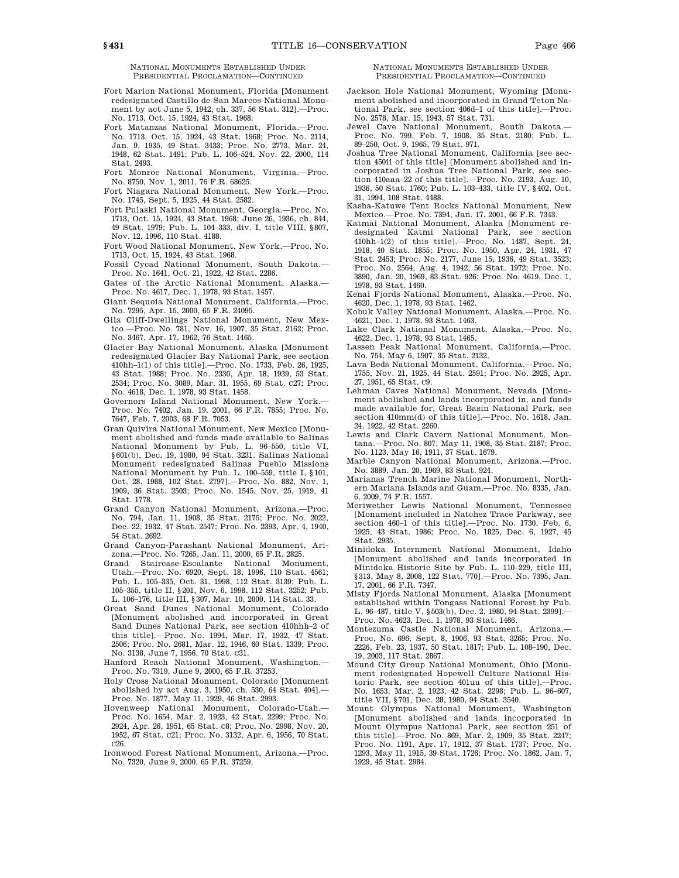NATIONAL MONUMENTS ESTABLISHED UNDER PRESIDENTIAL PROCLAMATION—CONTINUED

Fort Marion National Monument, Florida [Monument redesignated Castillo de San Marcos National Monument by act June 5, 1942, ch. 337, 56 Stat. 312].—Proc. No. 1713, Oct. 15, 1924, 43 Stat. 1968.

Fort Matanzas National Monument, Florida.—Proc. No. 1713, Oct. 15, 1924, 43 Stat. 1968; Proc. No. 2114, Jan. 9, 1935, 49 Stat. 3433; Proc. No. 2773, Mar. 24, 1948, 62 Stat. 1491; Pub. L. 106–524, Nov. 22, 2000, 114 Stat. 2493.

Fort Monroe National Monument, Virginia.—Proc. No. 8750, Nov. 1, 2011, 76 F.R. 68625.

Fort Niagara National Monument, New York.—Proc. No. 1745, Sept. 5, 1925, 44 Stat. 2582.

Fort Pulaski National Monument, Georgia.—Proc. No. 1713, Oct. 15, 1924, 43 Stat. 1968; June 26, 1936, ch. 844, 49 Stat. 1979; Pub. L. 104–333, div. I, title VIII, §807, Nov. 12, 1996, 110 Stat. 4188.

Fort Wood National Monument, New York.—Proc. No. 1713, Oct. 15, 1924, 43 Stat. 1968.

Fossil Cycad National Monument, South Dakota.—Proc. No. 1641, Oct. 21, 1922, 42 Stat. 2286.

Gates of the Arctic National Monument, Alaska.—Proc. No. 4617, Dec. 1, 1978, 93 Stat. 1457.

Giant Sequoia National Monument, California.—Proc. No. 7295, Apr. 15, 2000, 65 F.R. 24095.

Gila Cliff-Dwellings National Monument, New Mexico.—Proc. No. 781, Nov. 16, 1907, 35 Stat. 2162; Proc. No. 3467, Apr. 17, 1962, 76 Stat. 1465.

Glacier Bay National Monument, Alaska [Monument redesignated Glacier Bay National Park, see section 410hh–1(1) of this title].—Proc. No. 1733, Feb. 26, 1925, 43 Stat. 1988; Proc. No. 2330, Apr. 18, 1939, 53 Stat. 2534; Proc. No. 3089, Mar. 31, 1955, 69 Stat. c27; Proc. No. 4618, Dec. 1, 1978, 93 Stat. 1458.

Governors Island National Monument, New York.—Proc. No. 7402, Jan. 19, 2001, 66 F.R. 7855; Proc. No. 7647, Feb. 7, 2003, 68 F.R. 7053.

Gran Quivira National Monument, New Mexico [Monument abolished and funds made available to Salinas National Monument by Pub. L. 96–550, title VI, §601(b), Dec. 19, 1980, 94 Stat. 3231. Salinas National Monument redesignated Salinas Pueblo Missions National Monument by Pub. L. 100–559, title I, §101, Oct. 28, 1988, 102 Stat. 2797].—Proc. No. 882, Nov. 1, 1909, 36 Stat. 2503; Proc. No. 1545, Nov. 25, 1919, 41 Stat. 1778.

Grand Canyon National Monument, Arizona.—Proc. No. 794, Jan. 11, 1908, 35 Stat. 2175; Proc. No. 2022, Dec. 22, 1932, 47 Stat. 2547; Proc. No. 2393, Apr. 4, 1940, 54 Stat. 2692.

Grand Canyon-Parashant National Monument, Arizona.—Proc. No. 7265, Jan. 11, 2000, 65 F.R. 2825.

Grand Staircase-Escalante National Monument, Utah.—Proc. No. 6920, Sept. 18, 1996, 110 Stat. 4561; Pub. L. 105–335, Oct. 31, 1998, 112 Stat. 3139; Pub. L. 105–355, title II, §201, Nov. 6, 1998, 112 Stat. 3252; Pub. L. 106–176, title III, §307, Mar. 10, 2000, 114 Stat. 33.

Great Sand Dunes National Monument, Colorado [Monument abolished and incorporated in Great Sand Dunes National Park, see section 410hhh–2 of this title].—Proc. No. 1994, Mar. 17, 1932, 47 Stat. 2506; Proc. No. 2681, Mar. 12, 1946, 60 Stat. 1339; Proc. No. 3138, June 7, 1956, 70 Stat. c31.

Hanford Reach National Monument, Washington.—Proc. No. 7319, June 9, 2000, 65 F.R. 37253.

Holy Cross National Monument, Colorado [Monument abolished by act Aug. 3, 1950, ch. 530, 64 Stat. 404].—Proc. No. 1877, May 11, 1929, 46 Stat. 2993.

Hovenweep National Monument, Colorado-Utah.—Proc. No. 1654, Mar. 2, 1923, 42 Stat. 2299; Proc. No. 2924, Apr. 26, 1951, 65 Stat. c8; Proc. No. 2998, Nov. 20, 1952, 67 Stat. c21; Proc. No. 3132, Apr. 6, 1956, 70 Stat. c26.

Ironwood Forest National Monument, Arizona.—Proc. No. 7320, June 9, 2000, 65 F.R. 37259.

Jackson Hole National Monument, Wyoming [Monument abolished and incorporated in Grand Teton National Park, see section 406d–1 of this title].—Proc. No. 2578, Mar. 15, 1943, 57 Stat. 731.

Jewel Cave National Monument, South Dakota.—Proc. No. 799, Feb. 7, 1908, 35 Stat. 2180; Pub. L. 89–250, Oct. 9, 1965, 79 Stat. 971.

Joshua Tree National Monument, California [see section 450ii of this title] [Monument abolished and incorporated in Joshua Tree National Park, see section 410aaa–22 of this title].—Proc. No. 2193, Aug. 10, 1936, 50 Stat. 1760; Pub. L. 103–433, title IV, §402, Oct. 31, 1994, 108 Stat. 4488.

Kasha-Katuwe Tent Rocks National Monument, New Mexico.—Proc. No. 7394, Jan. 17, 2001, 66 F.R. 7343.

Katmai National Monument, Alaska [Monument redesignated Katmai National Park, see section 410hh–1(2) of this title].—Proc. No. 1487, Sept. 24, 1918, 40 Stat. 1855; Proc. No. 1950, Apr. 24, 1931, 47 Stat. 2453; Proc. No. 2177, June 15, 1936, 49 Stat. 3523; Proc. No. 2564, Aug. 4, 1942, 56 Stat. 1972; Proc. No. 3890, Jan. 20, 1969, 83 Stat. 926; Proc. No. 4619, Dec. 1, 1978, 93 Stat. 1460.

Kenai Fjords National Monument, Alaska.—Proc. No. 4620, Dec. 1, 1978, 93 Stat. 1462.

Kobuk Valley National Monument, Alaska.—Proc. No. 4621, Dec. 1, 1978, 93 Stat. 1463.

Lake Clark National Monument, Alaska.—Proc. No. 4622, Dec. 1, 1978, 93 Stat. 1465.

Lassen Peak National Monument, California.—Proc. No. 754, May 6, 1907, 35 Stat. 2132.

Lava Beds National Monument, California.—Proc. No. 1755, Nov. 21, 1925, 44 Stat. 2591; Proc. No. 2925, Apr. 27, 1951, 65 Stat. c9.

Lehman Caves National Monument, Nevada [Monument abolished and lands incorporated in, and funds made available for, Great Basin National Park, see section 410mm(d) of this title].—Proc. No. 1618, Jan. 24, 1922, 42 Stat. 2260.

Lewis and Clark Cavern National Monument, Montana.—Proc. No. 807, May 11, 1908, 35 Stat. 2187; Proc. No. 1123, May 16, 1911, 37 Stat. 1679.

Marble Canyon National Monument, Arizona.—Proc. No. 3889, Jan. 20, 1969, 83 Stat. 924.

Marianas Trench Marine National Monument, Northern Mariana Islands and Guam.—Proc. No. 8335, Jan. 6, 2009, 74 F.R. 1557.

Meriwether Lewis National Monument, Tennessee [Monument included in Natchez Trace Parkway, see section 460–1 of this title].—Proc. No. 1730, Feb. 6, 1925, 43 Stat. 1986; Proc. No. 1825, Dec. 6, 1927, 45 Stat. 2935.

Minidoka Internment National Monument, Idaho [Monument abolished and lands incorporated in Minidoka Historic Site by Pub. L. 110–229, title III, §313, May 8, 2008, 122 Stat. 770].—Proc. No. 7395, Jan. 17, 2001, 66 F.R. 7347.

Misty Fjords National Monument, Alaska [Monument established within Tongass National Forest by Pub. L. 96–487, title V, §503(b), Dec. 2, 1980, 94 Stat. 2399].—Proc. No. 4623, Dec. 1, 1978, 93 Stat. 1466.

Montezuma Castle National Monument, Arizona.—Proc. No. 696, Sept. 8, 1906, 93 Stat. 3265; Proc. No. 2226, Feb. 23, 1937, 50 Stat. 1817; Pub. L. 108–190, Dec. 19, 2003, 117 Stat. 2867.

Mound City Group National Monument, Ohio [Monument redesignated Hopewell Culture National Historic Park, see section 401uu of this title].—Proc. No. 1653, Mar. 2, 1923, 42 Stat. 2298; Pub. L. 96–607, title VII, §701, Dec. 28, 1980, 94 Stat. 3540.

Mount Olympus National Monument, Washington [Monument abolished and lands incorporated in Mount Olympus National Park, see section 251 of this title].—Proc. No. 869, Mar. 2, 1909, 35 Stat. 2247; Proc. No. 1191, Apr. 17, 1912, 37 Stat. 1737; Proc. No. 1293, May 11, 1915, 39 Stat. 1726; Proc. No. 1862, Jan. 7, 1929, 45 Stat. 2984.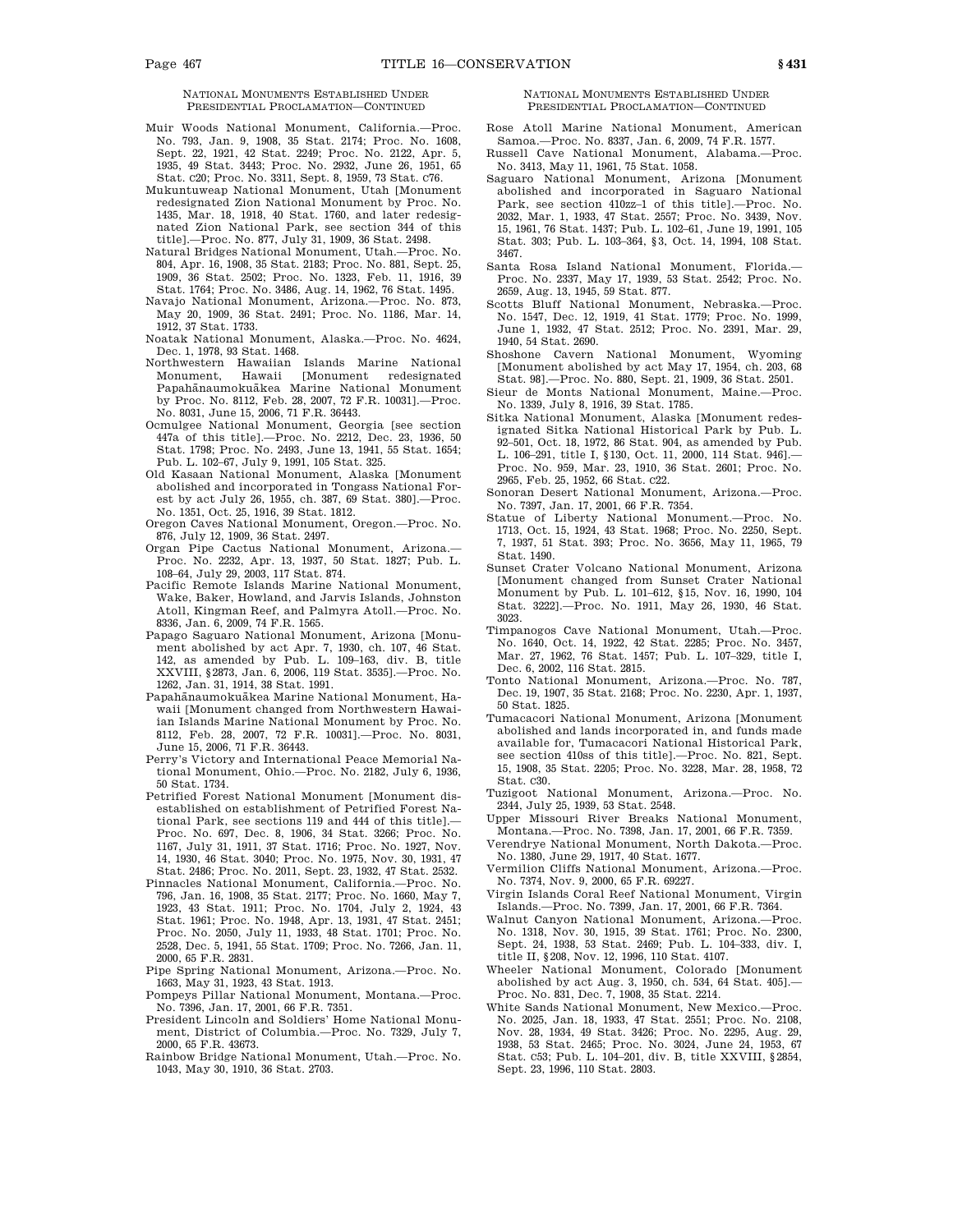NATIONAL MONUMENTS ESTABLISHED UNDER PRESIDENTIAL PROCLAMATION—CONTINUED

Muir Woods National Monument, California.—Proc. No. 793, Jan. 9, 1908, 35 Stat. 2174; Proc. No. 1608, Sept. 22, 1921, 42 Stat. 2249; Proc. No. 2122, Apr. 5, 1935, 49 Stat. 3443; Proc. No. 2932, June 26, 1951, 65 Stat. c20; Proc. No. 3311, Sept. 8, 1959, 73 Stat. c76.

Mukuntuweap National Monument, Utah [Monument redesignated Zion National Monument by Proc. No. 1435, Mar. 18, 1918, 40 Stat. 1760, and later redesignated Zion National Park, see section 344 of this title].—Proc. No. 877, July 31, 1909, 36 Stat. 2498.

Natural Bridges National Monument, Utah.—Proc. No. 804, Apr. 16, 1908, 35 Stat. 2183; Proc. No. 881, Sept. 25, 1909, 36 Stat. 2502; Proc. No. 1323, Feb. 11, 1916, 39 Stat. 1764; Proc. No. 3486, Aug. 14, 1962, 76 Stat. 1495.

Navajo National Monument, Arizona.—Proc. No. 873, May 20, 1909, 36 Stat. 2491; Proc. No. 1186, Mar. 14, 1912, 37 Stat. 1733.

Noatak National Monument, Alaska.—Proc. No. 4624, Dec. 1, 1978, 93 Stat. 1468.

Northwestern Hawaiian Islands Marine National Monument, Hawaii [Monument redesignated Papahānaumokuākea Marine National Monument by Proc. No. 8112, Feb. 28, 2007, 72 F.R. 10031].—Proc. No. 8031, June 15, 2006, 71 F.R. 36443.

Ocmulgee National Monument, Georgia [see section 447a of this title].—Proc. No. 2212, Dec. 23, 1936, 50 Stat. 1798; Proc. No. 2493, June 13, 1941, 55 Stat. 1654; Pub. L. 102–67, July 9, 1991, 105 Stat. 325.

Old Kasaan National Monument, Alaska [Monument abolished and incorporated in Tongass National Forest by act July 26, 1955, ch. 387, 69 Stat. 380].—Proc. No. 1351, Oct. 25, 1916, 39 Stat. 1812.

Oregon Caves National Monument, Oregon.—Proc. No. 876, July 12, 1909, 36 Stat. 2497.

Organ Pipe Cactus National Monument, Arizona.—Proc. No. 2232, Apr. 13, 1937, 50 Stat. 1827; Pub. L. 108–64, July 29, 2003, 117 Stat. 874.

Pacific Remote Islands Marine National Monument, Wake, Baker, Howland, and Jarvis Islands, Johnston Atoll, Kingman Reef, and Palmyra Atoll.—Proc. No. 8336, Jan. 6, 2009, 74 F.R. 1565.

Papago Saguaro National Monument, Arizona [Monument abolished by act Apr. 7, 1930, ch. 107, 46 Stat. 142, as amended by Pub. L. 109–163, div. B, title XXVIII, §2873, Jan. 6, 2006, 119 Stat. 3535].—Proc. No. 1262, Jan. 31, 1914, 38 Stat. 1991.

Papahānaumokuākea Marine National Monument, Hawaii [Monument changed from Northwestern Hawaiian Islands Marine National Monument by Proc. No. 8112, Feb. 28, 2007, 72 F.R. 10031].—Proc. No. 8031, June 15, 2006, 71 F.R. 36443.

Perry's Victory and International Peace Memorial National Monument, Ohio.—Proc. No. 2182, July 6, 1936, 50 Stat. 1734.

Petrified Forest National Monument [Monument disestablished on establishment of Petrified Forest National Park, see sections 119 and 444 of this title].—Proc. No. 697, Dec. 8, 1906, 34 Stat. 3266; Proc. No. 1167, July 31, 1911, 37 Stat. 1716; Proc. No. 1927, Nov. 14, 1930, 46 Stat. 3040; Proc. No. 1975, Nov. 30, 1931, 47 Stat. 2486; Proc. No. 2011, Sept. 23, 1932, 47 Stat. 2532.

Pinnacles National Monument, California.—Proc. No. 796, Jan. 16, 1908, 35 Stat. 2177; Proc. No. 1660, May 7, 1923, 43 Stat. 1911; Proc. No. 1704, July 2, 1924, 43 Stat. 1961; Proc. No. 1948, Apr. 13, 1931, 47 Stat. 2451; Proc. No. 2050, July 11, 1933, 48 Stat. 1701; Proc. No. 2528, Dec. 5, 1941, 55 Stat. 1709; Proc. No. 7266, Jan. 11, 2000, 65 F.R. 2831.

Pipe Spring National Monument, Arizona.—Proc. No. 1663, May 31, 1923, 43 Stat. 1913.

Pompeys Pillar National Monument, Montana.—Proc. No. 7396, Jan. 17, 2001, 66 F.R. 7351.

President Lincoln and Soldiers' Home National Monument, District of Columbia.—Proc. No. 7329, July 7, 2000, 65 F.R. 43673.

Rainbow Bridge National Monument, Utah.—Proc. No. 1043, May 30, 1910, 36 Stat. 2703.

Rose Atoll Marine National Monument, American Samoa.—Proc. No. 8337, Jan. 6, 2009, 74 F.R. 1577.

Russell Cave National Monument, Alabama.—Proc. No. 3413, May 11, 1961, 75 Stat. 1058.

Saguaro National Monument, Arizona [Monument abolished and incorporated in Saguaro National Park, see section 410zz–1 of this title].—Proc. No. 2032, Mar. 1, 1933, 47 Stat. 2557; Proc. No. 3439, Nov. 15, 1961, 76 Stat. 1437; Pub. L. 102–61, June 19, 1991, 105 Stat. 303; Pub. L. 103–364, §3, Oct. 14, 1994, 108 Stat. 3467.

Santa Rosa Island National Monument, Florida.—Proc. No. 2337, May 17, 1939, 53 Stat. 2542; Proc. No. 2659, Aug. 13, 1945, 59 Stat. 877.

Scotts Bluff National Monument, Nebraska.—Proc. No. 1547, Dec. 12, 1919, 41 Stat. 1779; Proc. No. 1999, June 1, 1932, 47 Stat. 2512; Proc. No. 2391, Mar. 29, 1940, 54 Stat. 2690.

Shoshone Cavern National Monument, Wyoming [Monument abolished by act May 17, 1954, ch. 203, 68 Stat. 98].—Proc. No. 880, Sept. 21, 1909, 36 Stat. 2501.

Sieur de Monts National Monument, Maine.—Proc. No. 1339, July 8, 1916, 39 Stat. 1785.

Sitka National Monument, Alaska [Monument redesignated Sitka National Historical Park by Pub. L. 92–501, Oct. 18, 1972, 86 Stat. 904, as amended by Pub. L. 106–291, title I, §130, Oct. 11, 2000, 114 Stat. 946].—Proc. No. 959, Mar. 23, 1910, 36 Stat. 2601; Proc. No. 2965, Feb. 25, 1952, 66 Stat. c22.

Sonoran Desert National Monument, Arizona.—Proc. No. 7397, Jan. 17, 2001, 66 F.R. 7354.

Statue of Liberty National Monument.—Proc. No. 1713, Oct. 15, 1924, 43 Stat. 1968; Proc. No. 2250, Sept. 7, 1937, 51 Stat. 393; Proc. No. 3656, May 11, 1965, 79 Stat. 1490.

Sunset Crater Volcano National Monument, Arizona [Monument changed from Sunset Crater National Monument by Pub. L. 101–612, §15, Nov. 16, 1990, 104 Stat. 3222].—Proc. No. 1911, May 26, 1930, 46 Stat. 3023.

Timpanogos Cave National Monument, Utah.—Proc. No. 1640, Oct. 14, 1922, 42 Stat. 2285; Proc. No. 3457, Mar. 27, 1962, 76 Stat. 1457; Pub. L. 107–329, title I, Dec. 6, 2002, 116 Stat. 2815.

Tonto National Monument, Arizona.—Proc. No. 787, Dec. 19, 1907, 35 Stat. 2168; Proc. No. 2230, Apr. 1, 1937, 50 Stat. 1825.

Tumacacori National Monument, Arizona [Monument abolished and lands incorporated in, and funds made available for, Tumacacori National Historical Park, see section 410ss of this title].—Proc. No. 821, Sept. 15, 1908, 35 Stat. 2205; Proc. No. 3228, Mar. 28, 1958, 72 Stat. c30.

Tuzigoot National Monument, Arizona.—Proc. No. 2344, July 25, 1939, 53 Stat. 2548.

Upper Missouri River Breaks National Monument, Montana.—Proc. No. 7398, Jan. 17, 2001, 66 F.R. 7359.

Verendrye National Monument, North Dakota.—Proc. No. 1380, June 29, 1917, 40 Stat. 1677.

Vermilion Cliffs National Monument, Arizona.—Proc. No. 7374, Nov. 9, 2000, 65 F.R. 69227.

Virgin Islands Coral Reef National Monument, Virgin Islands.—Proc. No. 7399, Jan. 17, 2001, 66 F.R. 7364.

Walnut Canyon National Monument, Arizona.—Proc. No. 1318, Nov. 30, 1915, 39 Stat. 1761; Proc. No. 2300, Sept. 24, 1938, 53 Stat. 2469; Pub. L. 104–333, div. I, title II, §208, Nov. 12, 1996, 110 Stat. 4107.

Wheeler National Monument, Colorado [Monument abolished by act Aug. 3, 1950, ch. 534, 64 Stat. 405].—Proc. No. 831, Dec. 7, 1908, 35 Stat. 2214.

White Sands National Monument, New Mexico.—Proc. No. 2025, Jan. 18, 1933, 47 Stat. 2551; Proc. No. 2108, Nov. 28, 1934, 49 Stat. 3426; Proc. No. 2295, Aug. 29, 1938, 53 Stat. 2465; Proc. No. 3024, June 24, 1953, 67 Stat. c53; Pub. L. 104–201, div. B, title XXVIII, §2854, Sept. 23, 1996, 110 Stat. 2803.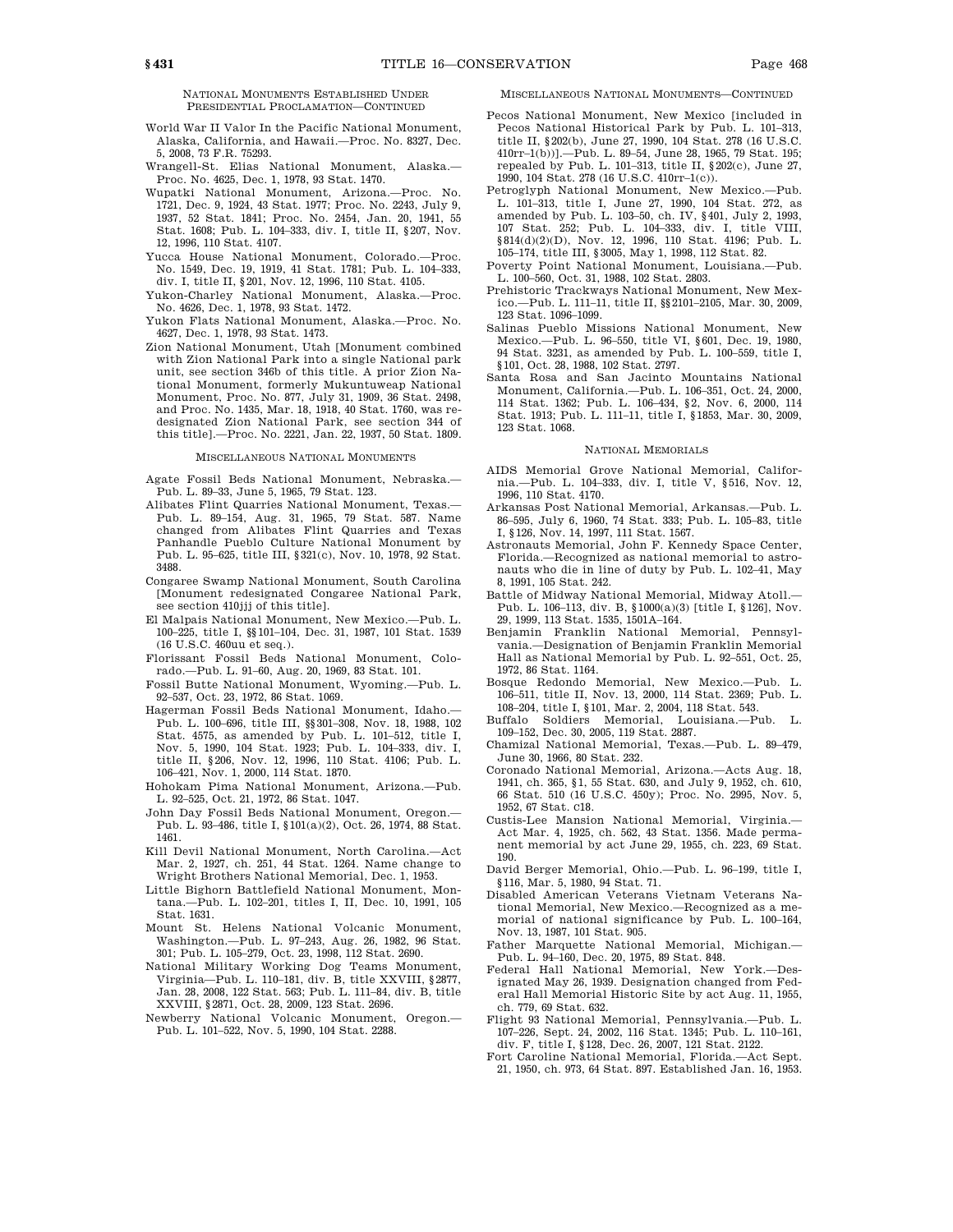NATIONAL MONUMENTS ESTABLISHED UNDER PRESIDENTIAL PROCLAMATION—CONTINUED

- World War II Valor In the Pacific National Monument, Alaska, California, and Hawaii.—Proc. No. 8327, Dec. 5, 2008, 73 F.R. 75293.
- Wrangell-St. Elias National Monument, Alaska.—Proc. No. 4625, Dec. 1, 1978, 93 Stat. 1470.
- Wupatki National Monument, Arizona.—Proc. No. 1721, Dec. 9, 1924, 43 Stat. 1977; Proc. No. 2243, July 9, 1937, 52 Stat. 1841; Proc. No. 2454, Jan. 20, 1941, 55 Stat. 1608; Pub. L. 104–333, div. I, title II, §207, Nov. 12, 1996, 110 Stat. 4107.
- Yucca House National Monument, Colorado.—Proc. No. 1549, Dec. 19, 1919, 41 Stat. 1781; Pub. L. 104–333, div. I, title II, §201, Nov. 12, 1996, 110 Stat. 4105.
- Yukon-Charley National Monument, Alaska.—Proc. No. 4626, Dec. 1, 1978, 93 Stat. 1472.
- Yukon Flats National Monument, Alaska.—Proc. No. 4627, Dec. 1, 1978, 93 Stat. 1473.
- Zion National Monument, Utah [Monument combined with Zion National Park into a single National park unit, see section 346b of this title. A prior Zion National Monument, formerly Mukuntuweap National Monument, Proc. No. 877, July 31, 1909, 36 Stat. 2498, and Proc. No. 1435, Mar. 18, 1918, 40 Stat. 1760, was redesignated Zion National Park, see section 344 of this title].—Proc. No. 2221, Jan. 22, 1937, 50 Stat. 1809.

MISCELLANEOUS NATIONAL MONUMENTS

- Agate Fossil Beds National Monument, Nebraska.—Pub. L. 89–33, June 5, 1965, 79 Stat. 123.
- Alibates Flint Quarries National Monument, Texas.—Pub. L. 89–154, Aug. 31, 1965, 79 Stat. 587. Name changed from Alibates Flint Quarries and Texas Panhandle Pueblo Culture National Monument by Pub. L. 95–625, title III, §321(c), Nov. 10, 1978, 92 Stat. 3488.
- Congaree Swamp National Monument, South Carolina [Monument redesignated Congaree National Park, see section 410jjj of this title].
- El Malpais National Monument, New Mexico.—Pub. L. 100–225, title I, §§101–104, Dec. 31, 1987, 101 Stat. 1539 (16 U.S.C. 460uu et seq.).
- Florissant Fossil Beds National Monument, Colorado.—Pub. L. 91–60, Aug. 20, 1969, 83 Stat. 101.
- Fossil Butte National Monument, Wyoming.—Pub. L. 92–537, Oct. 23, 1972, 86 Stat. 1069.
- Hagerman Fossil Beds National Monument, Idaho.—Pub. L. 100–696, title III, §§301–308, Nov. 18, 1988, 102 Stat. 4575, as amended by Pub. L. 101–512, title I, Nov. 5, 1990, 104 Stat. 1923; Pub. L. 104–333, div. I, title II, §206, Nov. 12, 1996, 110 Stat. 4106; Pub. L. 106–421, Nov. 1, 2000, 114 Stat. 1870.
- Hohokam Pima National Monument, Arizona.—Pub. L. 92–525, Oct. 21, 1972, 86 Stat. 1047.
- John Day Fossil Beds National Monument, Oregon.—Pub. L. 93–486, title I, §101(a)(2), Oct. 26, 1974, 88 Stat. 1461.
- Kill Devil National Monument, North Carolina.—Act Mar. 2, 1927, ch. 251, 44 Stat. 1264. Name change to Wright Brothers National Memorial, Dec. 1, 1953.
- Little Bighorn Battlefield National Monument, Montana.—Pub. L. 102–201, titles I, II, Dec. 10, 1991, 105 Stat. 1631.
- Mount St. Helens National Volcanic Monument, Washington.—Pub. L. 97–243, Aug. 26, 1982, 96 Stat. 301; Pub. L. 105–279, Oct. 23, 1998, 112 Stat. 2690.
- National Military Working Dog Teams Monument, Virginia—Pub. L. 110–181, div. B, title XXVIII, §2877, Jan. 28, 2008, 122 Stat. 563; Pub. L. 111–84, div. B, title XXVIII, §2871, Oct. 28, 2009, 123 Stat. 2696.
- Newberry National Volcanic Monument, Oregon.—Pub. L. 101–522, Nov. 5, 1990, 104 Stat. 2288.
- Pecos National Monument, New Mexico [included in Pecos National Historical Park by Pub. L. 101–313, title II, §202(b), June 27, 1990, 104 Stat. 278 (16 U.S.C. 410rr–1(b))].—Pub. L. 89–54, June 28, 1965, 79 Stat. 195; repealed by Pub. L. 101–313, title II, §202(c), June 27, 1990, 104 Stat. 278 (16 U.S.C. 410rr–1(c)).
- Petroglyph National Monument, New Mexico.—Pub. L. 101–313, title I, June 27, 1990, 104 Stat. 272, as amended by Pub. L. 103–50, ch. IV, §401, July 2, 1993, 107 Stat. 252; Pub. L. 104–333, div. I, title VIII, §814(d)(2)(D), Nov. 12, 1996, 110 Stat. 4196; Pub. L. 105–174, title III, §3005, May 1, 1998, 112 Stat. 82.
- Poverty Point National Monument, Louisiana.—Pub. L. 100–560, Oct. 31, 1988, 102 Stat. 2803.
- Prehistoric Trackways National Monument, New Mexico.—Pub. L. 111–11, title II, §§2101–2105, Mar. 30, 2009, 123 Stat. 1096–1099.
- Salinas Pueblo Missions National Monument, New Mexico.—Pub. L. 96–550, title VI, §601, Dec. 19, 1980, 94 Stat. 3231, as amended by Pub. L. 100–559, title I, §101, Oct. 28, 1988, 102 Stat. 2797.
- Santa Rosa and San Jacinto Mountains National Monument, California.—Pub. L. 106–351, Oct. 24, 2000, 114 Stat. 1362; Pub. L. 106–434, §2, Nov. 6, 2000, 114 Stat. 1913; Pub. L. 111–11, title I, §1853, Mar. 30, 2009, 123 Stat. 1068.

NATIONAL MEMORIALS

- AIDS Memorial Grove National Memorial, California.—Pub. L. 104–333, div. I, title V, §516, Nov. 12, 1996, 110 Stat. 4170.
- Arkansas Post National Memorial, Arkansas.—Pub. L. 86–595, July 6, 1960, 74 Stat. 333; Pub. L. 105–83, title I, §126, Nov. 14, 1997, 111 Stat. 1567.
- Astronauts Memorial, John F. Kennedy Space Center, Florida.—Recognized as national memorial to astronauts who die in line of duty by Pub. L. 102–41, May 8, 1991, 105 Stat. 242.
- Battle of Midway National Memorial, Midway Atoll.—Pub. L. 106–113, div. B, §1000(a)(3) [title I, §126], Nov. 29, 1999, 113 Stat. 1535, 1501A–164.
- Benjamin Franklin National Memorial, Pennsylvania.—Designation of Benjamin Franklin Memorial Hall as National Memorial by Pub. L. 92–551, Oct. 25, 1972, 86 Stat. 1164.
- Bosque Redondo Memorial, New Mexico.—Pub. L. 106–511, title II, Nov. 13, 2000, 114 Stat. 2369; Pub. L. 108–204, title I, §101, Mar. 2, 2004, 118 Stat. 543.
- Buffalo Soldiers Memorial, Louisiana.—Pub. L. 109–152, Dec. 30, 2005, 119 Stat. 2887.
- Chamizal National Memorial, Texas.—Pub. L. 89–479, June 30, 1966, 80 Stat. 232.
- Coronado National Memorial, Arizona.—Acts Aug. 18, 1941, ch. 365, §1, 55 Stat. 630, and July 9, 1952, ch. 610, 66 Stat. 510 (16 U.S.C. 450y); Proc. No. 2995, Nov. 5, 1952, 67 Stat. c18.
- Custis-Lee Mansion National Memorial, Virginia.—Act Mar. 4, 1925, ch. 562, 43 Stat. 1356. Made permanent memorial by act June 29, 1955, ch. 223, 69 Stat. 190.
- David Berger Memorial, Ohio.—Pub. L. 96–199, title I, §116, Mar. 5, 1980, 94 Stat. 71.
- Disabled American Veterans Vietnam Veterans National Memorial, New Mexico.—Recognized as a memorial of national significance by Pub. L. 100–164, Nov. 13, 1987, 101 Stat. 905.
- Father Marquette National Memorial, Michigan.—Pub. L. 94–160, Dec. 20, 1975, 89 Stat. 848.
- Federal Hall National Memorial, New York.—Designated May 26, 1939. Designation changed from Federal Hall Memorial Historic Site by act Aug. 11, 1955, ch. 779, 69 Stat. 632.
- Flight 93 National Memorial, Pennsylvania.—Pub. L. 107–226, Sept. 24, 2002, 116 Stat. 1345; Pub. L. 110–161, div. F, title I, §128, Dec. 26, 2007, 121 Stat. 2122.
- Fort Caroline National Memorial, Florida.—Act Sept. 21, 1950, ch. 973, 64 Stat. 897. Established Jan. 16, 1953.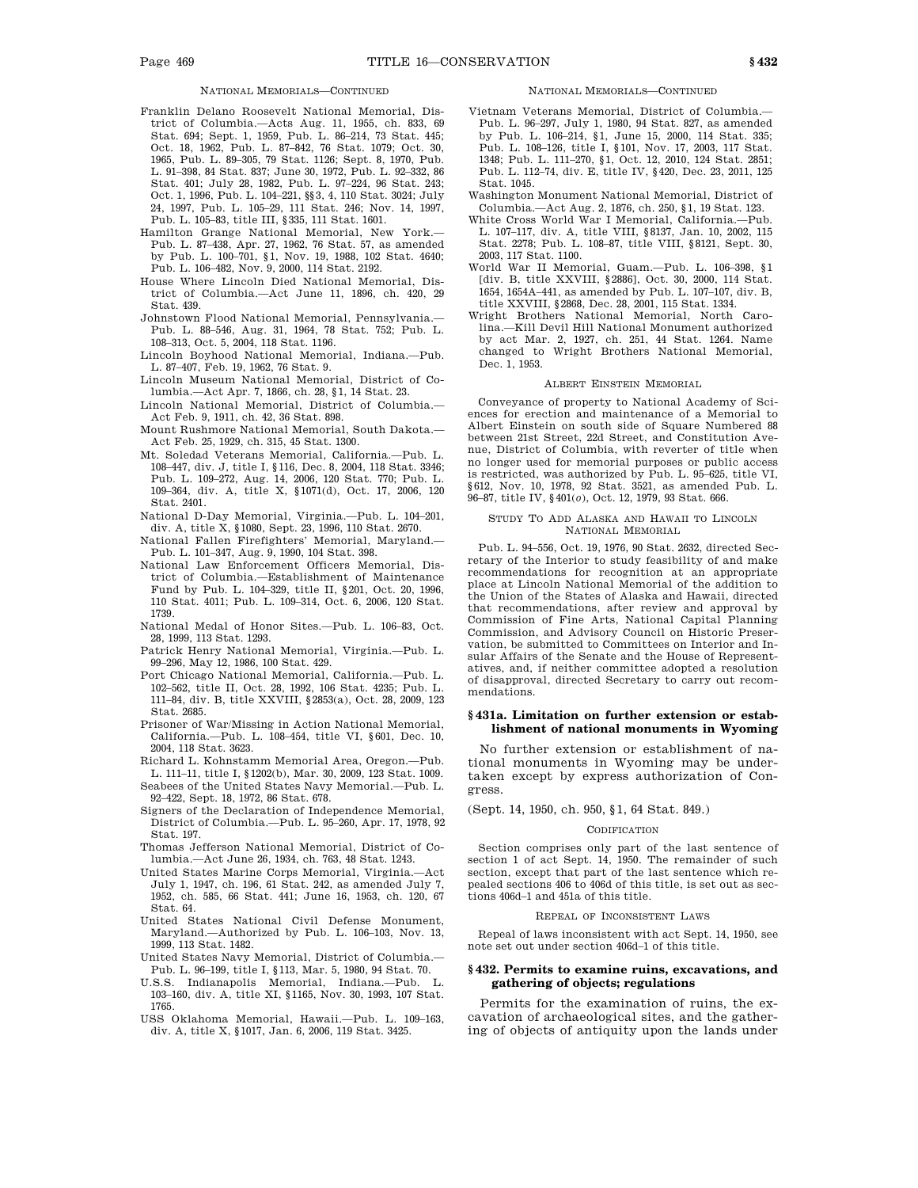NATIONAL MEMORIALS—CONTINUED

Franklin Delano Roosevelt National Memorial, District of Columbia.—Acts Aug. 11, 1955, ch. 833, 69 Stat. 694; Sept. 1, 1959, Pub. L. 86–214, 73 Stat. 445; Oct. 18, 1962, Pub. L. 87–842, 76 Stat. 1079; Oct. 30, 1965, Pub. L. 89–305, 79 Stat. 1126; Sept. 8, 1970, Pub. L. 91–398, 84 Stat. 837; June 30, 1972, Pub. L. 92–332, 86 Stat. 401; July 28, 1982, Pub. L. 97–224, 96 Stat. 243; Oct. 1, 1996, Pub. L. 104–221, §§3, 4, 110 Stat. 3024; July 24, 1997, Pub. L. 105–29, 111 Stat. 246; Nov. 14, 1997, Pub. L. 105–83, title III, §335, 111 Stat. 1601.

Hamilton Grange National Memorial, New York.—Pub. L. 87–438, Apr. 27, 1962, 76 Stat. 57, as amended by Pub. L. 100–701, §1, Nov. 19, 1988, 102 Stat. 4640; Pub. L. 106–482, Nov. 9, 2000, 114 Stat. 2192.

House Where Lincoln Died National Memorial, District of Columbia.—Act June 11, 1896, ch. 420, 29 Stat. 439.

Johnstown Flood National Memorial, Pennsylvania.—Pub. L. 88–546, Aug. 31, 1964, 78 Stat. 752; Pub. L. 108–313, Oct. 5, 2004, 118 Stat. 1196.

Lincoln Boyhood National Memorial, Indiana.—Pub. L. 87–407, Feb. 19, 1962, 76 Stat. 9.

Lincoln Museum National Memorial, District of Columbia.—Act Apr. 7, 1866, ch. 28, §1, 14 Stat. 23.

Lincoln National Memorial, District of Columbia.—Act Feb. 9, 1911, ch. 42, 36 Stat. 898.

Mount Rushmore National Memorial, South Dakota.—Act Feb. 25, 1929, ch. 315, 45 Stat. 1300.

Mt. Soledad Veterans Memorial, California.—Pub. L. 108–447, div. J, title I, §116, Dec. 8, 2004, 118 Stat. 3346; Pub. L. 109–272, Aug. 14, 2006, 120 Stat. 770; Pub. L. 109–364, div. A, title X, §1071(d), Oct. 17, 2006, 120 Stat. 2401.

National D-Day Memorial, Virginia.—Pub. L. 104–201, div. A, title X, §1080, Sept. 23, 1996, 110 Stat. 2670.

National Fallen Firefighters' Memorial, Maryland.—Pub. L. 101–347, Aug. 9, 1990, 104 Stat. 398.

National Law Enforcement Officers Memorial, District of Columbia.—Establishment of Maintenance Fund by Pub. L. 104–329, title II, §201, Oct. 20, 1996, 110 Stat. 4011; Pub. L. 109–314, Oct. 6, 2006, 120 Stat. 1739.

National Medal of Honor Sites.—Pub. L. 106–83, Oct. 28, 1999, 113 Stat. 1293.

Patrick Henry National Memorial, Virginia.—Pub. L. 99–296, May 12, 1986, 100 Stat. 429.

Port Chicago National Memorial, California.—Pub. L. 102–562, title II, Oct. 28, 1992, 106 Stat. 4235; Pub. L. 111–84, div. B, title XXVIII, §2853(a), Oct. 28, 2009, 123 Stat. 2685.

Prisoner of War/Missing in Action National Memorial, California.—Pub. L. 108–454, title VI, §601, Dec. 10, 2004, 118 Stat. 3623.

Richard L. Kohnstamm Memorial Area, Oregon.—Pub. L. 111–11, title I, §1202(b), Mar. 30, 2009, 123 Stat. 1009.

Seabees of the United States Navy Memorial.—Pub. L. 92–422, Sept. 18, 1972, 86 Stat. 678.

Signers of the Declaration of Independence Memorial, District of Columbia.—Pub. L. 95–260, Apr. 17, 1978, 92 Stat. 197.

Thomas Jefferson National Memorial, District of Columbia.—Act June 26, 1934, ch. 763, 48 Stat. 1243.

United States Marine Corps Memorial, Virginia.—Act July 1, 1947, ch. 196, 61 Stat. 242, as amended July 7, 1952, ch. 585, 66 Stat. 441; June 16, 1953, ch. 120, 67 Stat. 64.

United States National Civil Defense Monument, Maryland.—Authorized by Pub. L. 106–103, Nov. 13, 1999, 113 Stat. 1482.

United States Navy Memorial, District of Columbia.—Pub. L. 96–199, title I, §113, Mar. 5, 1980, 94 Stat. 70.

U.S.S. Indianapolis Memorial, Indiana.—Pub. L. 103–160, div. A, title XI, §1165, Nov. 30, 1993, 107 Stat. 1765.

USS Oklahoma Memorial, Hawaii.—Pub. L. 109–163, div. A, title X, §1017, Jan. 6, 2006, 119 Stat. 3425.

Vietnam Veterans Memorial, District of Columbia.—Pub. L. 96–297, July 1, 1980, 94 Stat. 827, as amended by Pub. L. 106–214, §1, June 15, 2000, 114 Stat. 335; Pub. L. 108–126, title I, §101, Nov. 17, 2003, 117 Stat. 1348; Pub. L. 111–270, §1, Oct. 12, 2010, 124 Stat. 2851; Pub. L. 112–74, div. E, title IV, §420, Dec. 23, 2011, 125 Stat. 1045.

Washington Monument National Memorial, District of Columbia.—Act Aug. 2, 1876, ch. 250, §1, 19 Stat. 123.

White Cross World War I Memorial, California.—Pub. L. 107–117, div. A, title VIII, §8137, Jan. 10, 2002, 115 Stat. 2278; Pub. L. 108–87, title VIII, §8121, Sept. 30, 2003, 117 Stat. 1100.

World War II Memorial, Guam.—Pub. L. 106–398, §1 [div. B, title XXVIII, §2886], Oct. 30, 2000, 114 Stat. 1654, 1654A–441, as amended by Pub. L. 107–107, div. B, title XXVIII, §2868, Dec. 28, 2001, 115 Stat. 1334.

Wright Brothers National Memorial, North Carolina.—Kill Devil Hill National Monument authorized by act Mar. 2, 1927, ch. 251, 44 Stat. 1264. Name changed to Wright Brothers National Memorial, Dec. 1, 1953.

ALBERT EINSTEIN MEMORIAL

Conveyance of property to National Academy of Sciences for erection and maintenance of a Memorial to Albert Einstein on south side of Square Numbered 88 between 21st Street, 22d Street, and Constitution Avenue, District of Columbia, with reverter of title when no longer used for memorial purposes or public access is restricted, was authorized by Pub. L. 95–625, title VI, §612, Nov. 10, 1978, 92 Stat. 3521, as amended Pub. L. 96–87, title IV, §401(*o*), Oct. 12, 1979, 93 Stat. 666.

STUDY TO ADD ALASKA AND HAWAII TO LINCOLN NATIONAL MEMORIAL

Pub. L. 94–556, Oct. 19, 1976, 90 Stat. 2632, directed Secretary of the Interior to study feasibility of and make recommendations for recognition at an appropriate place at Lincoln National Memorial of the addition to the Union of the States of Alaska and Hawaii, directed that recommendations, after review and approval by Commission of Fine Arts, National Capital Planning Commission, and Advisory Council on Historic Preservation, be submitted to Committees on Interior and Insular Affairs of the Senate and the House of Representatives, and, if neither committee adopted a resolution of disapproval, directed Secretary to carry out recommendations.

## §431a. Limitation on further extension or establishment of national monuments in Wyoming

No further extension or establishment of national monuments in Wyoming may be undertaken except by express authorization of Congress.

(Sept. 14, 1950, ch. 950, §1, 64 Stat. 849.)

CODIFICATION

Section comprises only part of the last sentence of section 1 of act Sept. 14, 1950. The remainder of such section, except that part of the last sentence which repealed sections 406 to 406d of this title, is set out as sections 406d–1 and 451a of this title.

REPEAL OF INCONSISTENT LAWS

Repeal of laws inconsistent with act Sept. 14, 1950, see note set out under section 406d–1 of this title.

## §432. Permits to examine ruins, excavations, and gathering of objects; regulations

Permits for the examination of ruins, the excavation of archaeological sites, and the gathering of objects of antiquity upon the lands under